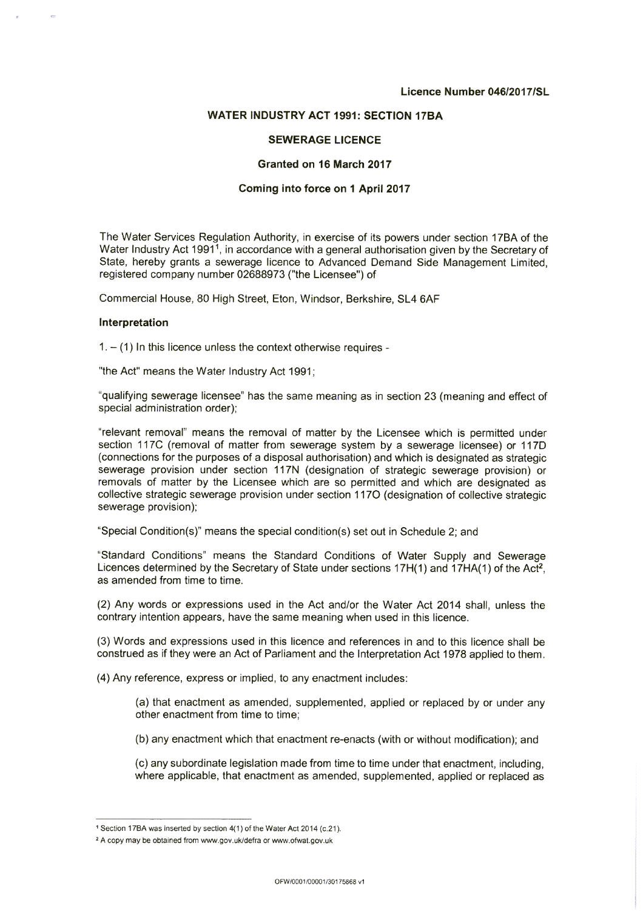**Licence Number 046/2017/SL**

**WATER INDUSTRY ACT 1991: SECTION 17BA**

**SEWERAGE LICENCE**

**Granted on 16 March 2017**

**Coming into force on 1 April 2017**

The Water Services Regulation Authority, in exercise of its powers under section 17BA of the Water Industry Act 1991[1], in accordance with a general authorisation given by the Secretary of State, hereby grants a sewerage licence to Advanced Demand Side Management Limited, registered company number 02688973 ("the Licensee") of

Commercial House, 80 High Street, Eton, Windsor, Berkshire, SL4 6AF

**Interpretation**

1. – (1) In this licence unless the context otherwise requires -

"the Act" means the Water Industry Act 1991;

"qualifying sewerage licensee" has the same meaning as in section 23 (meaning and effect of special administration order);

"relevant removal" means the removal of matter by the Licensee which is permitted under section 117C (removal of matter from sewerage system by a sewerage licensee) or 117D (connections for the purposes of a disposal authorisation) and which is designated as strategic sewerage provision under section 117N (designation of strategic sewerage provision) or removals of matter by the Licensee which are so permitted and which are designated as collective strategic sewerage provision under section 117O (designation of collective strategic sewerage provision);

"Special Condition(s)" means the special condition(s) set out in Schedule 2; and

"Standard Conditions" means the Standard Conditions of Water Supply and Sewerage Licences determined by the Secretary of State under sections 17H(1) and 17HA(1) of the Act[2], as amended from time to time.

(2) Any words or expressions used in the Act and/or the Water Act 2014 shall, unless the contrary intention appears, have the same meaning when used in this licence.

(3) Words and expressions used in this licence and references in and to this licence shall be construed as if they were an Act of Parliament and the Interpretation Act 1978 applied to them.

(4) Any reference, express or implied, to any enactment includes:

(a) that enactment as amended, supplemented, applied or replaced by or under any other enactment from time to time;

(b) any enactment which that enactment re-enacts (with or without modification); and

(c) any subordinate legislation made from time to time under that enactment, including, where applicable, that enactment as amended, supplemented, applied or replaced as

---

[1] Section 17BA was inserted by section 4(1) of the Water Act 2014 (c.21).

[2] A copy may be obtained from www.gov.uk/defra or www.ofwat.gov.uk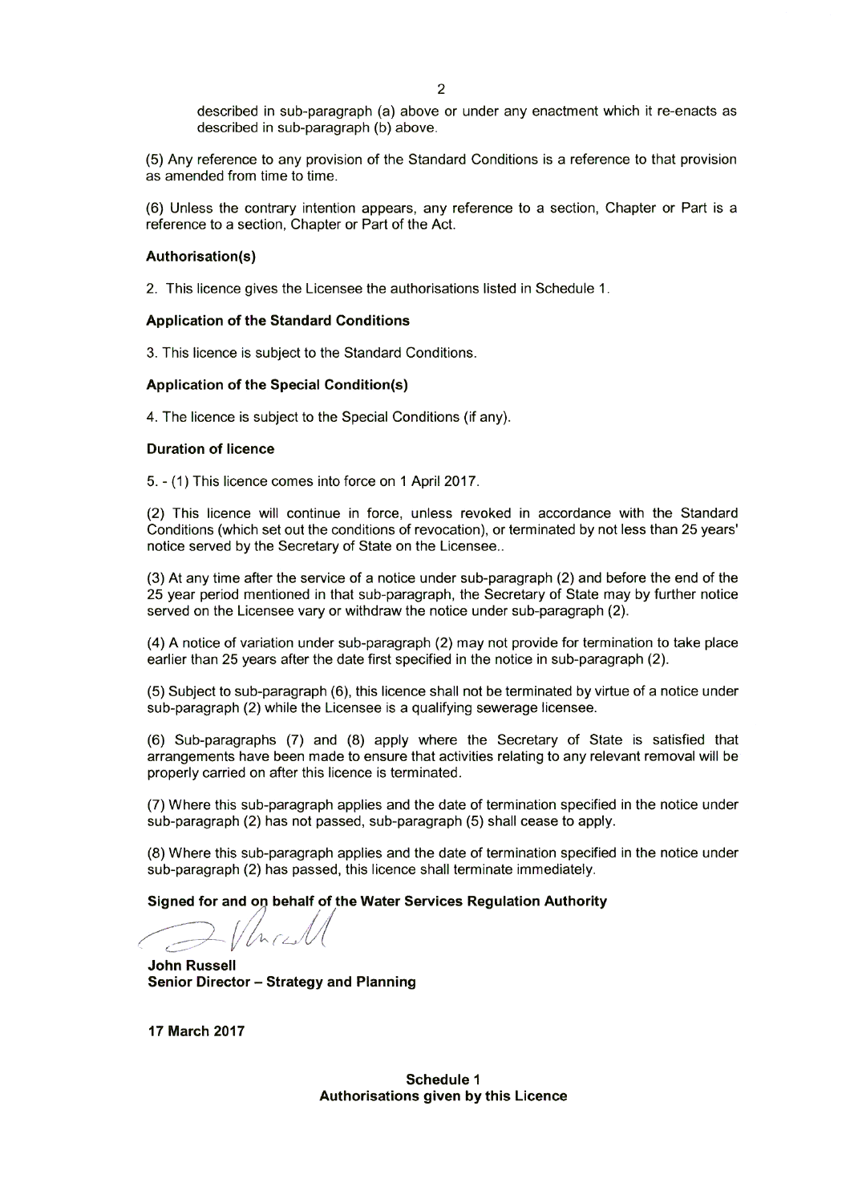described in sub-paragraph (a) above or under any enactment which it re-enacts as described in sub-paragraph (b) above.

(5) Any reference to any provision of the Standard Conditions is a reference to that provision as amended from time to time.

(6) Unless the contrary intention appears, any reference to a section, Chapter or Part is a reference to a section, Chapter or Part of the Act.

**Authorisation(s)**

2. This licence gives the Licensee the authorisations listed in Schedule 1.

**Application of the Standard Conditions**

3. This licence is subject to the Standard Conditions.

**Application of the Special Condition(s)**

4. The licence is subject to the Special Conditions (if any).

**Duration of licence**

5. - (1) This licence comes into force on 1 April 2017.

(2) This licence will continue in force, unless revoked in accordance with the Standard Conditions (which set out the conditions of revocation), or terminated by not less than 25 years' notice served by the Secretary of State on the Licensee..

(3) At any time after the service of a notice under sub-paragraph (2) and before the end of the 25 year period mentioned in that sub-paragraph, the Secretary of State may by further notice served on the Licensee vary or withdraw the notice under sub-paragraph (2).

(4) A notice of variation under sub-paragraph (2) may not provide for termination to take place earlier than 25 years after the date first specified in the notice in sub-paragraph (2).

(5) Subject to sub-paragraph (6), this licence shall not be terminated by virtue of a notice under sub-paragraph (2) while the Licensee is a qualifying sewerage licensee.

(6) Sub-paragraphs (7) and (8) apply where the Secretary of State is satisfied that arrangements have been made to ensure that activities relating to any relevant removal will be properly carried on after this licence is terminated.

(7) Where this sub-paragraph applies and the date of termination specified in the notice under sub-paragraph (2) has not passed, sub-paragraph (5) shall cease to apply.

(8) Where this sub-paragraph applies and the date of termination specified in the notice under sub-paragraph (2) has passed, this licence shall terminate immediately.

**Signed for and on behalf of the Water Services Regulation Authority**

**John Russell**
**Senior Director – Strategy and Planning**

**17 March 2017**

**Schedule 1**
**Authorisations given by this Licence**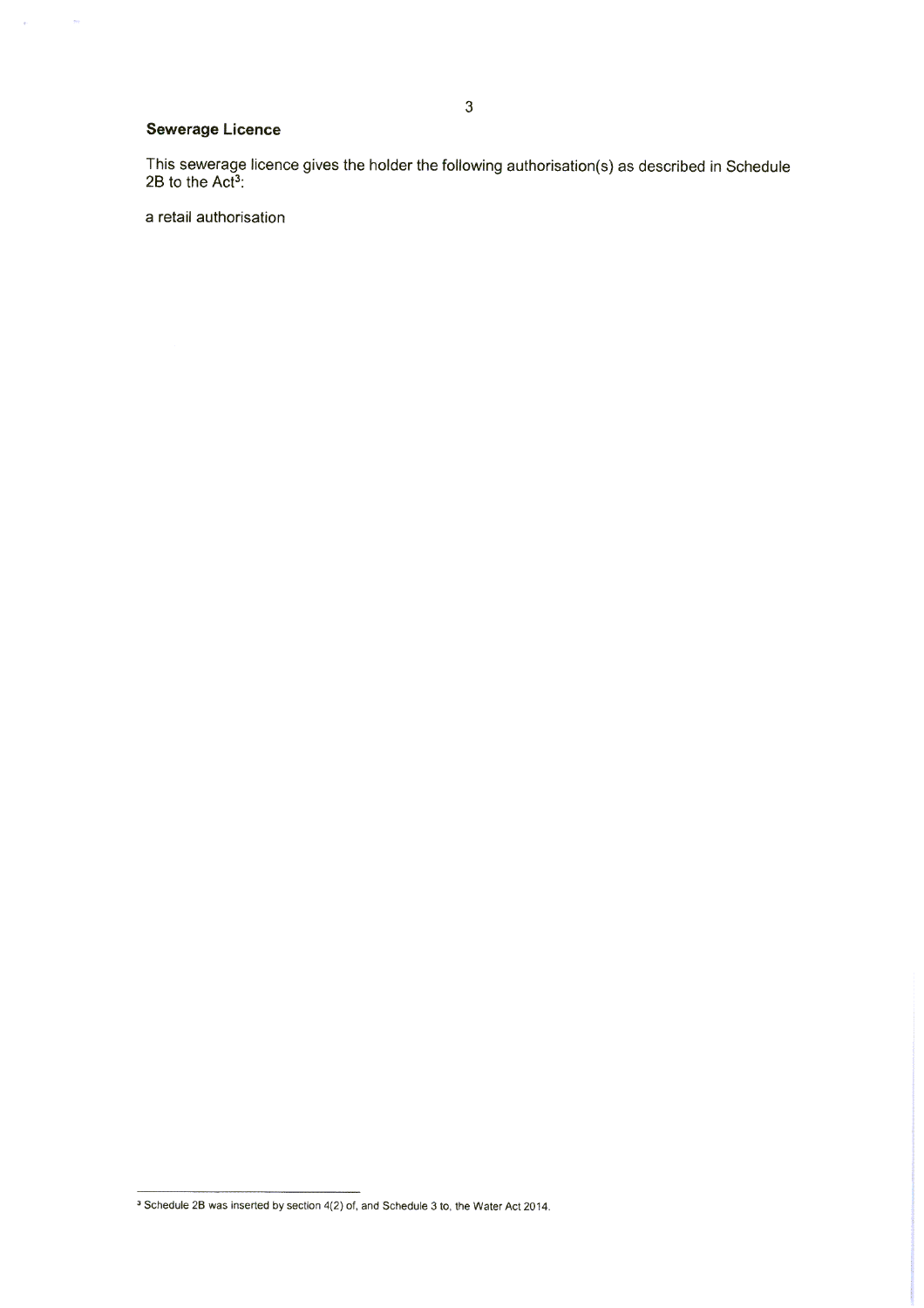**Sewerage Licence**

This sewerage licence gives the holder the following authorisation(s) as described in Schedule 2B to the Act[3]:

a retail authorisation

[3] Schedule 2B was inserted by section 4(2) of, and Schedule 3 to, the Water Act 2014.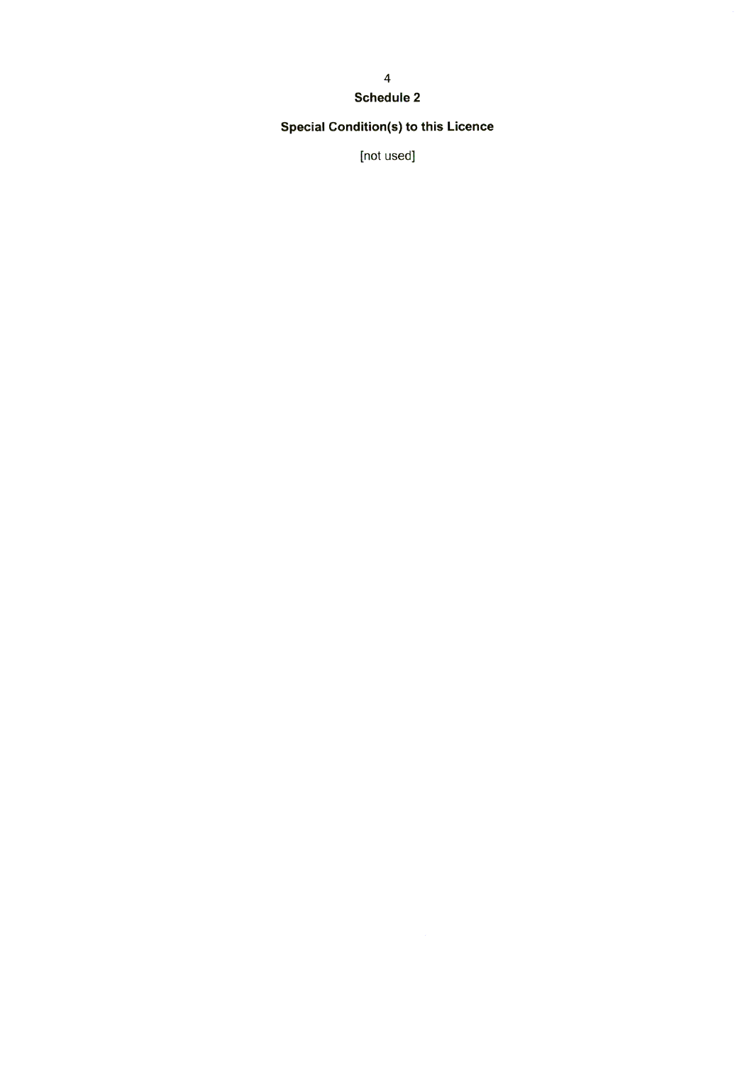## Schedule 2

### Special Condition(s) to this Licence

[not used]